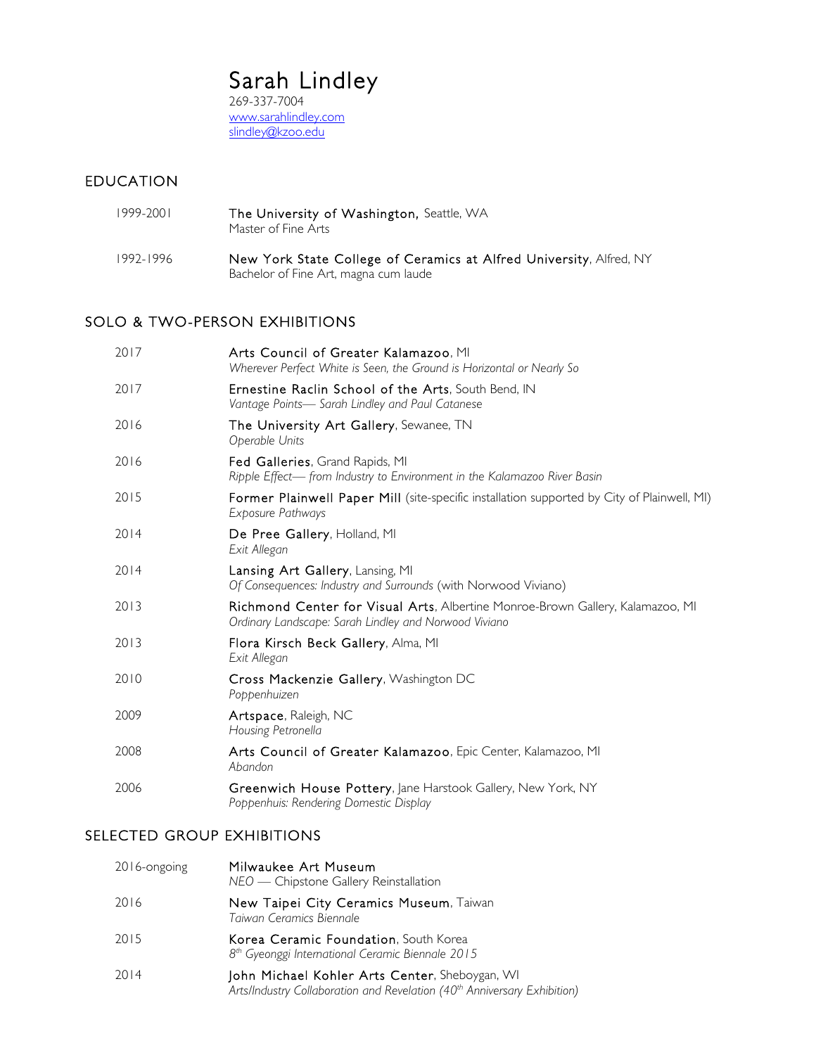# Sarah Lindley

269-337-7004
www.sarahlindley.com
slindley@kzoo.edu

## EDUCATION

1999-2001 **The University of Washington**, Seattle, WA
Master of Fine Arts

1992-1996 **New York State College of Ceramics at Alfred University**, Alfred, NY
Bachelor of Fine Art, magna cum laude

## SOLO & TWO-PERSON EXHIBITIONS

2017 **Arts Council of Greater Kalamazoo**, MI
*Wherever Perfect White is Seen, the Ground is Horizontal or Nearly So*

2017 **Ernestine Raclin School of the Arts**, South Bend, IN
*Vantage Points— Sarah Lindley and Paul Catanese*

2016 **The University Art Gallery**, Sewanee, TN
*Operable Units*

2016 **Fed Galleries**, Grand Rapids, MI
*Ripple Effect— from Industry to Environment in the Kalamazoo River Basin*

2015 **Former Plainwell Paper Mill** (site-specific installation supported by City of Plainwell, MI)
*Exposure Pathways*

2014 **De Pree Gallery**, Holland, MI
*Exit Allegan*

2014 **Lansing Art Gallery**, Lansing, MI
*Of Consequences: Industry and Surrounds* (with Norwood Viviano)

2013 **Richmond Center for Visual Arts**, Albertine Monroe-Brown Gallery, Kalamazoo, MI
*Ordinary Landscape: Sarah Lindley and Norwood Viviano*

2013 **Flora Kirsch Beck Gallery**, Alma, MI
*Exit Allegan*

2010 **Cross Mackenzie Gallery**, Washington DC
*Poppenhuizen*

2009 **Artspace**, Raleigh, NC
*Housing Petronella*

2008 **Arts Council of Greater Kalamazoo**, Epic Center, Kalamazoo, MI
*Abandon*

2006 **Greenwich House Pottery**, Jane Harstook Gallery, New York, NY
*Poppenhuis: Rendering Domestic Display*

## SELECTED GROUP EXHIBITIONS

2016-ongoing **Milwaukee Art Museum**
*NEO* — Chipstone Gallery Reinstallation

2016 **New Taipei City Ceramics Museum**, Taiwan
*Taiwan Ceramics Biennale*

2015 **Korea Ceramic Foundation**, South Korea
*8th Gyeonggi International Ceramic Biennale 2015*

2014 **John Michael Kohler Arts Center**, Sheboygan, WI
*Arts/Industry Collaboration and Revelation (40th Anniversary Exhibition)*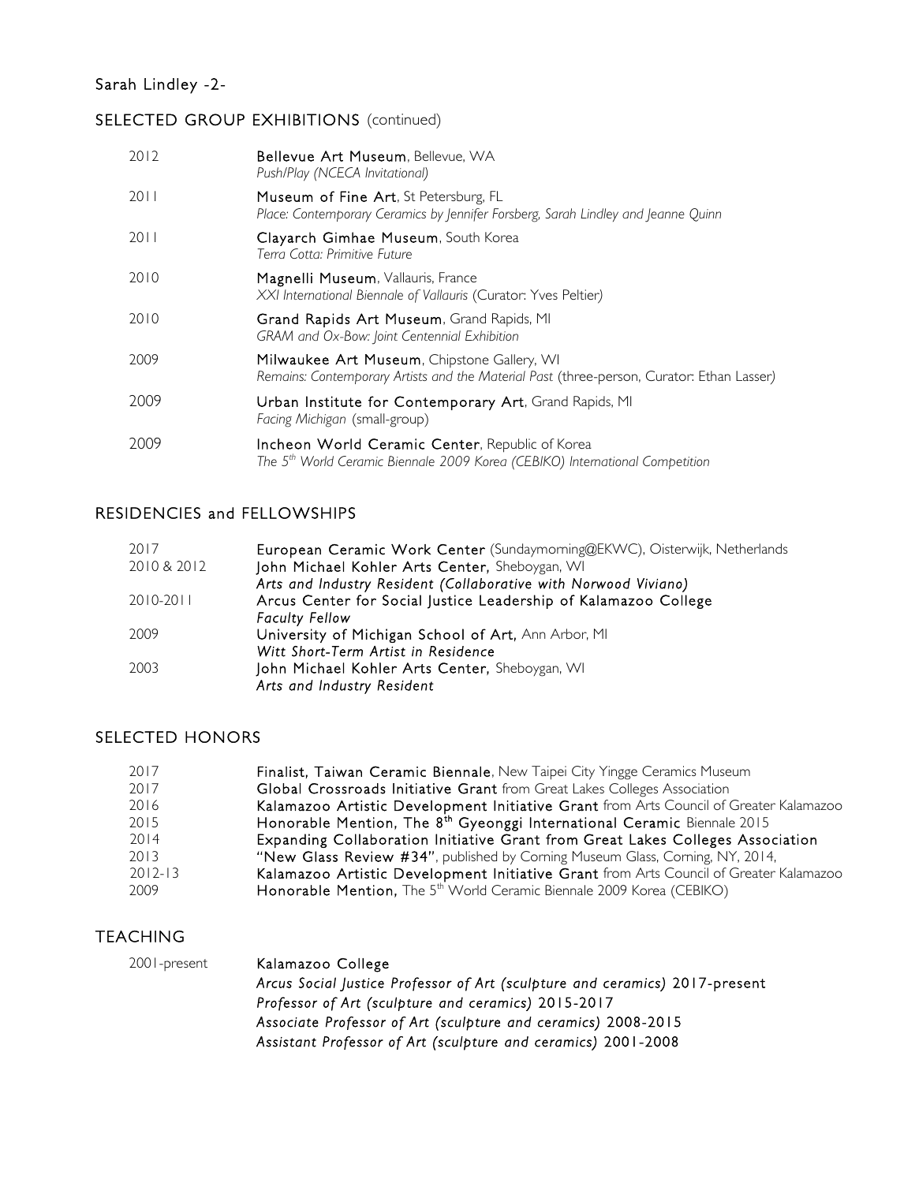## SELECTED GROUP EXHIBITIONS (continued)

| | | |
|---|---|---|
| 2012 | **Bellevue Art Museum**, Bellevue, WA<br>*Push/Play (NCECA Invitational)* |
| 2011 | **Museum of Fine Art**, St Petersburg, FL<br>*Place: Contemporary Ceramics by Jennifer Forsberg, Sarah Lindley and Jeanne Quinn* |
| 2011 | **Clayarch Gimhae Museum**, South Korea<br>*Terra Cotta: Primitive Future* |
| 2010 | **Magnelli Museum**, Vallauris, France<br>*XXI International Biennale of Vallauris* (Curator: Yves Peltier) |
| 2010 | **Grand Rapids Art Museum**, Grand Rapids, MI<br>*GRAM and Ox-Bow: Joint Centennial Exhibition* |
| 2009 | **Milwaukee Art Museum**, Chipstone Gallery, WI<br>*Remains: Contemporary Artists and the Material Past* (three-person, Curator: Ethan Lasser) |
| 2009 | **Urban Institute for Contemporary Art**, Grand Rapids, MI<br>*Facing Michigan* (small-group) |
| 2009 | **Incheon World Ceramic Center**, Republic of Korea<br>*The 5th World Ceramic Biennale 2009 Korea (CEBIKO) International Competition* |

## RESIDENCIES and FELLOWSHIPS

| | |
|---|---|
| 2017 | **European Ceramic Work Center** (Sundaymorning@EKWC), Oisterwijk, Netherlands |
| 2010 & 2012 | **John Michael Kohler Arts Center,** Sheboygan, WI<br>*Arts and Industry Resident (Collaborative with Norwood Viviano)* |
| 2010-2011 | **Arcus Center for Social Justice Leadership of Kalamazoo College**<br>*Faculty Fellow* |
| 2009 | **University of Michigan School of Art,** Ann Arbor, MI<br>*Witt Short-Term Artist in Residence* |
| 2003 | **John Michael Kohler Arts Center,** Sheboygan, WI<br>*Arts and Industry Resident* |

## SELECTED HONORS

| | |
|---|---|
| 2017 | **Finalist, Taiwan Ceramic Biennale**, New Taipei City Yingge Ceramics Museum |
| 2017 | **Global Crossroads Initiative Grant** from Great Lakes Colleges Association |
| 2016 | **Kalamazoo Artistic Development Initiative Grant** from Arts Council of Greater Kalamazoo |
| 2015 | **Honorable Mention, The 8th Gyeonggi International Ceramic** Biennale 2015 |
| 2014 | **Expanding Collaboration Initiative Grant from Great Lakes Colleges Association** |
| 2013 | **"New Glass Review #34"**, published by Corning Museum Glass, Corning, NY, 2014, |
| 2012-13 | **Kalamazoo Artistic Development Initiative Grant** from Arts Council of Greater Kalamazoo |
| 2009 | **Honorable Mention,** The 5th World Ceramic Biennale 2009 Korea (CEBIKO) |

## TEACHING

| | |
|---|---|
| 2001-present | **Kalamazoo College**<br>*Arcus Social Justice Professor of Art (sculpture and ceramics)* 2017-present<br>*Professor of Art (sculpture and ceramics)* 2015-2017<br>*Associate Professor of Art (sculpture and ceramics)* 2008-2015<br>*Assistant Professor of Art (sculpture and ceramics)* 2001-2008 |